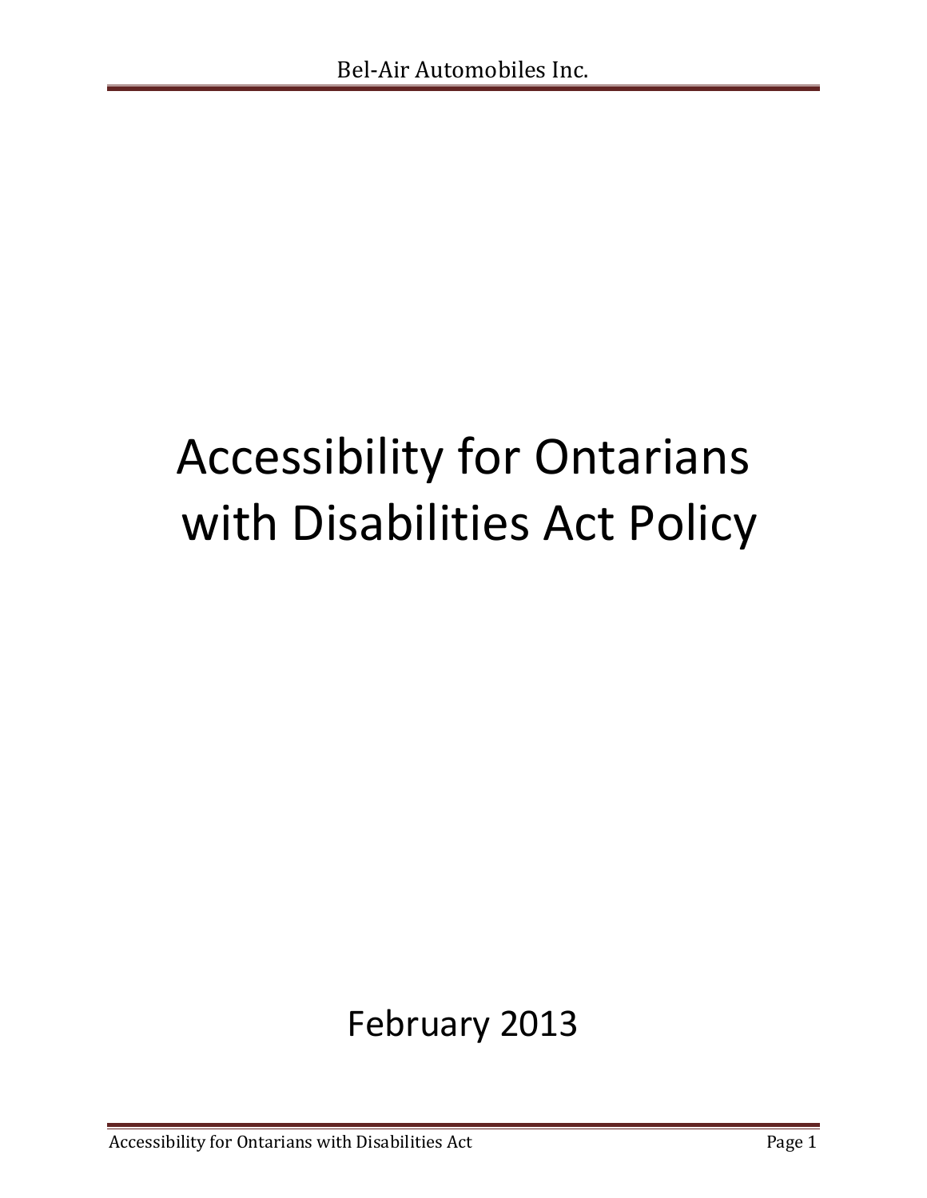# Accessibility for Ontarians with Disabilities Act Policy

February 2013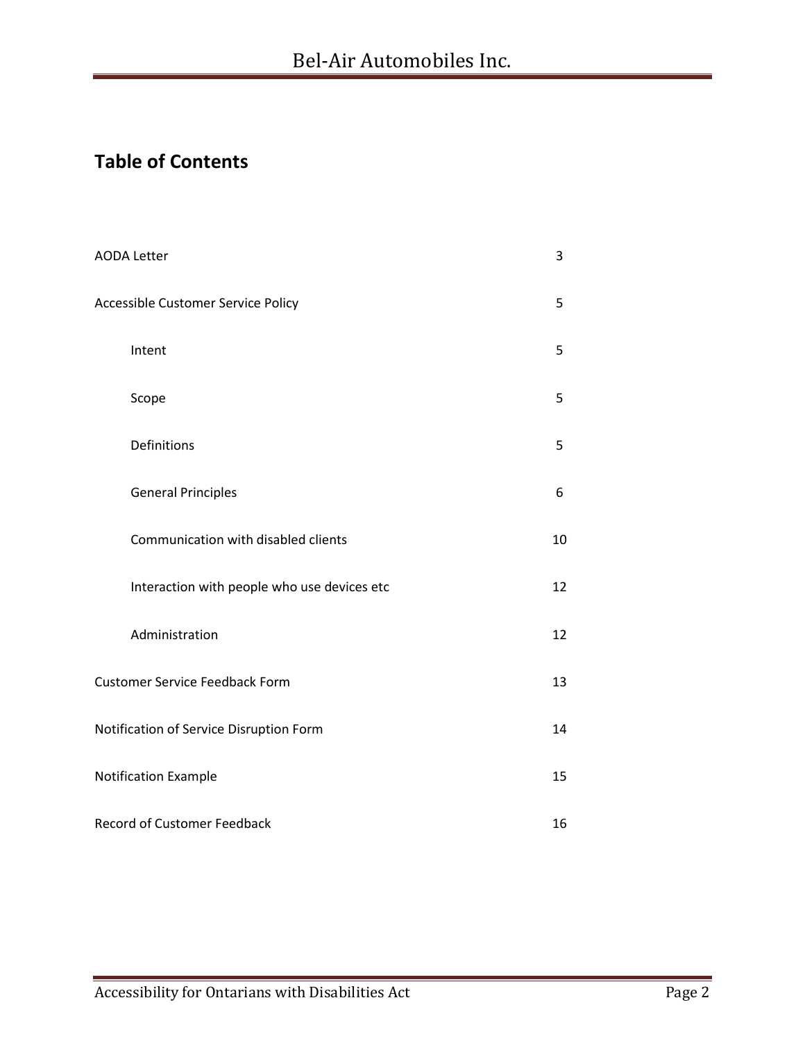## Table of Contents

| | |
|---|---|
| AODA Letter | 3 |
| Accessible Customer Service Policy | 5 |
| Intent | 5 |
| Scope | 5 |
| Definitions | 5 |
| General Principles | 6 |
| Communication with disabled clients | 10 |
| Interaction with people who use devices etc | 12 |
| Administration | 12 |
| Customer Service Feedback Form | 13 |
| Notification of Service Disruption Form | 14 |
| Notification Example | 15 |
| Record of Customer Feedback | 16 |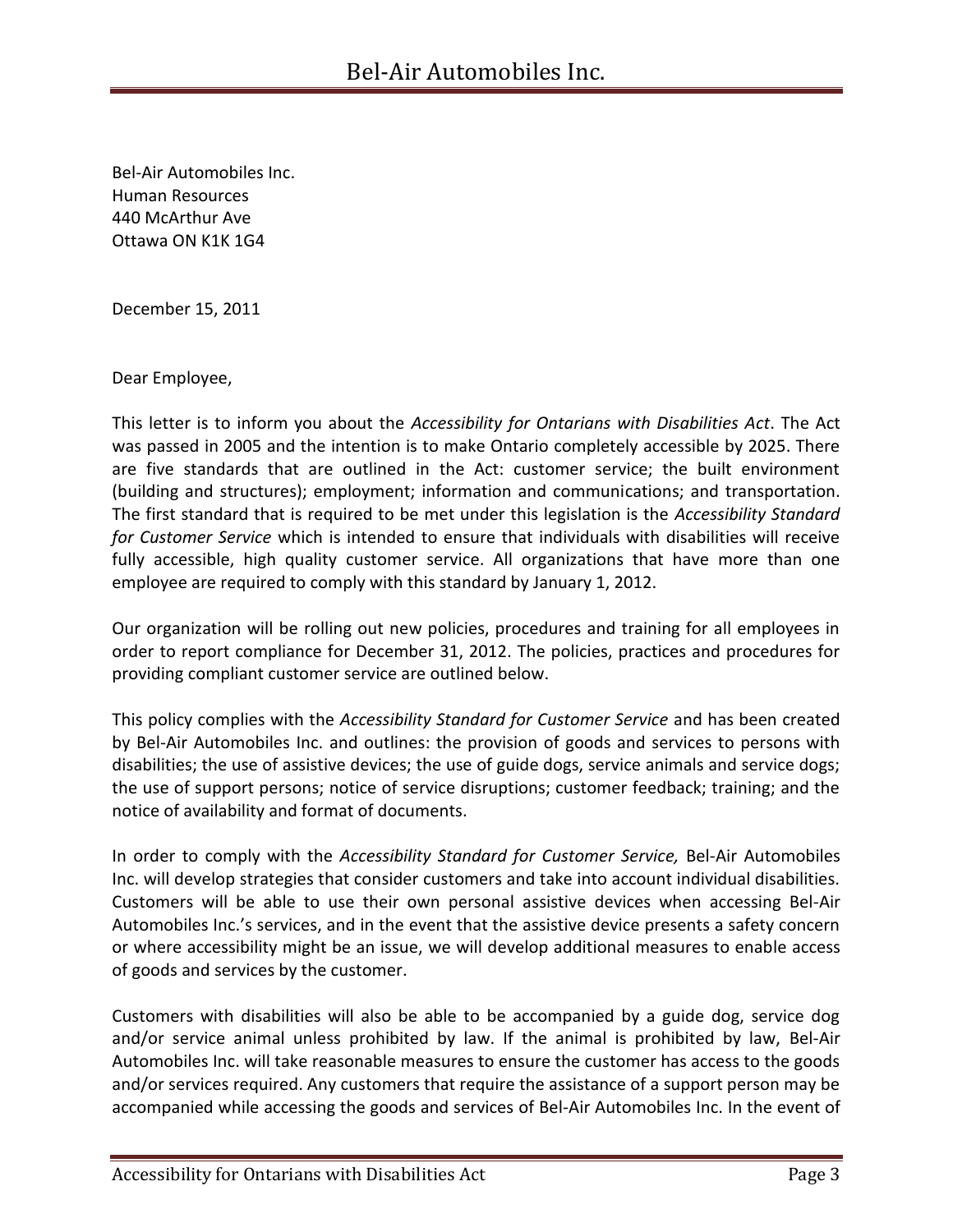Bel-Air Automobiles Inc.
Human Resources
440 McArthur Ave
Ottawa ON K1K 1G4

December 15, 2011

Dear Employee,

This letter is to inform you about the *Accessibility for Ontarians with Disabilities Act*. The Act was passed in 2005 and the intention is to make Ontario completely accessible by 2025. There are five standards that are outlined in the Act: customer service; the built environment (building and structures); employment; information and communications; and transportation. The first standard that is required to be met under this legislation is the *Accessibility Standard for Customer Service* which is intended to ensure that individuals with disabilities will receive fully accessible, high quality customer service. All organizations that have more than one employee are required to comply with this standard by January 1, 2012.

Our organization will be rolling out new policies, procedures and training for all employees in order to report compliance for December 31, 2012. The policies, practices and procedures for providing compliant customer service are outlined below.

This policy complies with the *Accessibility Standard for Customer Service* and has been created by Bel-Air Automobiles Inc. and outlines: the provision of goods and services to persons with disabilities; the use of assistive devices; the use of guide dogs, service animals and service dogs; the use of support persons; notice of service disruptions; customer feedback; training; and the notice of availability and format of documents.

In order to comply with the *Accessibility Standard for Customer Service,* Bel-Air Automobiles Inc. will develop strategies that consider customers and take into account individual disabilities. Customers will be able to use their own personal assistive devices when accessing Bel-Air Automobiles Inc.'s services, and in the event that the assistive device presents a safety concern or where accessibility might be an issue, we will develop additional measures to enable access of goods and services by the customer.

Customers with disabilities will also be able to be accompanied by a guide dog, service dog and/or service animal unless prohibited by law. If the animal is prohibited by law, Bel-Air Automobiles Inc. will take reasonable measures to ensure the customer has access to the goods and/or services required. Any customers that require the assistance of a support person may be accompanied while accessing the goods and services of Bel-Air Automobiles Inc. In the event of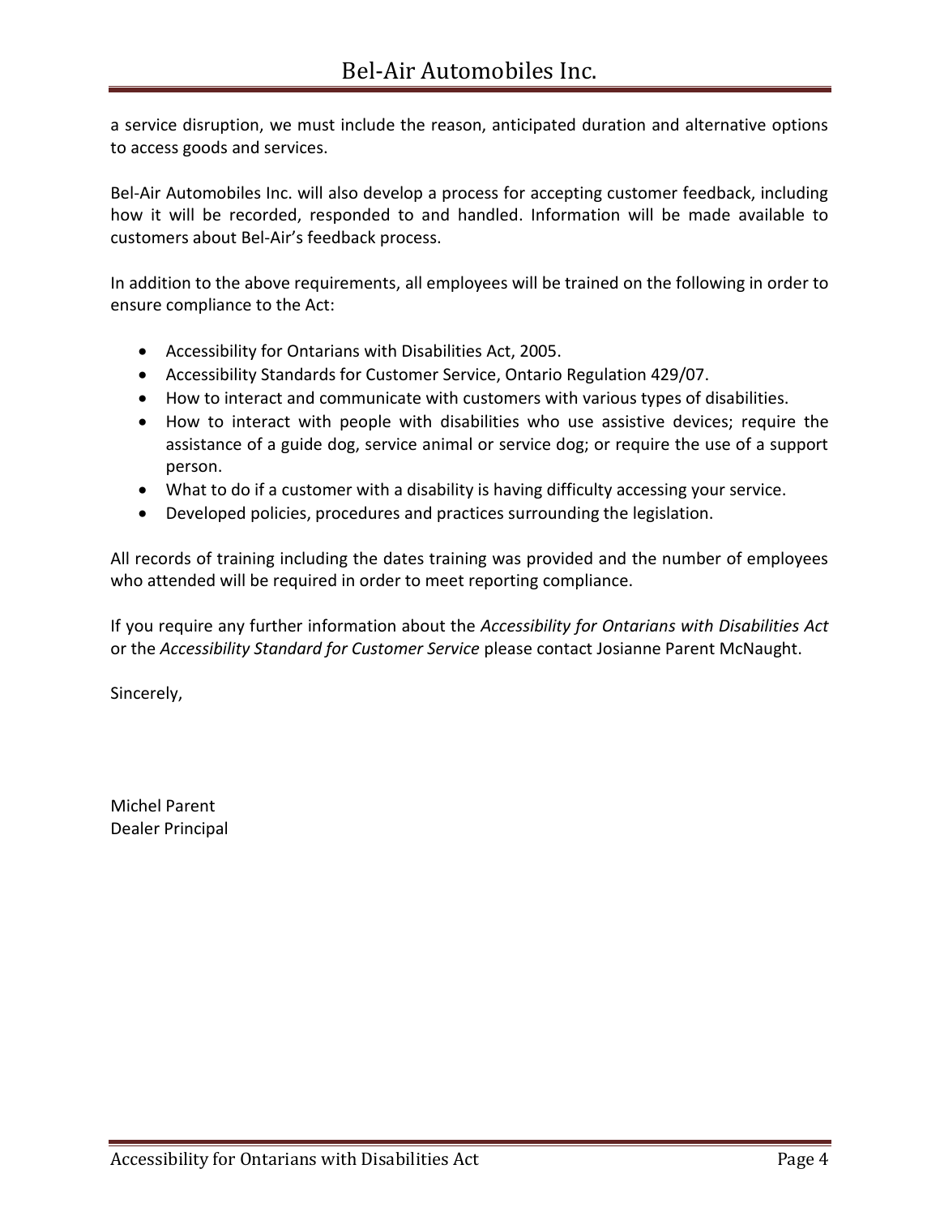a service disruption, we must include the reason, anticipated duration and alternative options to access goods and services.

Bel-Air Automobiles Inc. will also develop a process for accepting customer feedback, including how it will be recorded, responded to and handled. Information will be made available to customers about Bel-Air's feedback process.

In addition to the above requirements, all employees will be trained on the following in order to ensure compliance to the Act:

- Accessibility for Ontarians with Disabilities Act, 2005.
- Accessibility Standards for Customer Service, Ontario Regulation 429/07.
- How to interact and communicate with customers with various types of disabilities.
- How to interact with people with disabilities who use assistive devices; require the assistance of a guide dog, service animal or service dog; or require the use of a support person.
- What to do if a customer with a disability is having difficulty accessing your service.
- Developed policies, procedures and practices surrounding the legislation.

All records of training including the dates training was provided and the number of employees who attended will be required in order to meet reporting compliance.

If you require any further information about the *Accessibility for Ontarians with Disabilities Act* or the *Accessibility Standard for Customer Service* please contact Josianne Parent McNaught.

Sincerely,

Michel Parent
Dealer Principal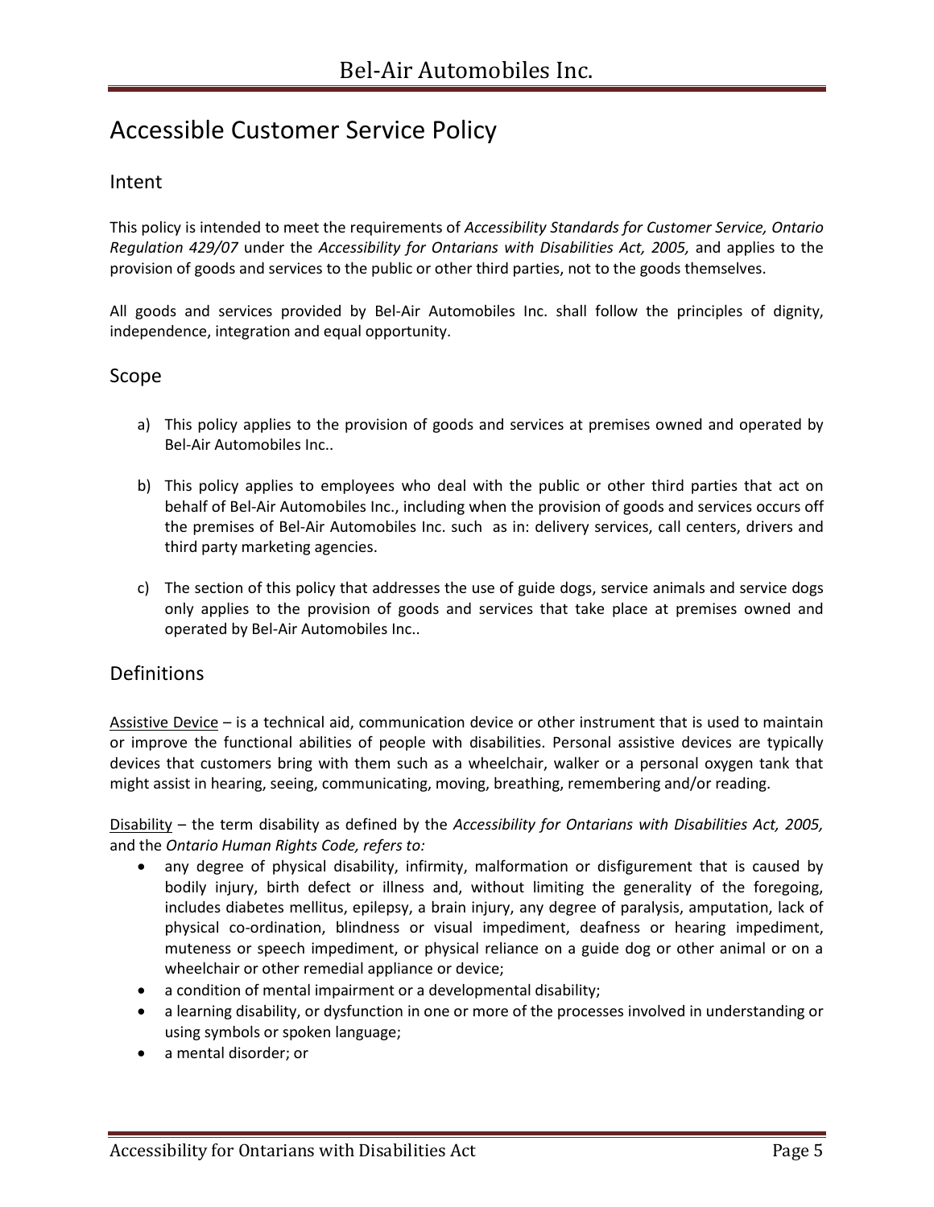# Accessible Customer Service Policy

## Intent

This policy is intended to meet the requirements of *Accessibility Standards for Customer Service, Ontario Regulation 429/07* under the *Accessibility for Ontarians with Disabilities Act, 2005,* and applies to the provision of goods and services to the public or other third parties, not to the goods themselves.

All goods and services provided by Bel-Air Automobiles Inc. shall follow the principles of dignity, independence, integration and equal opportunity.

## Scope

a) This policy applies to the provision of goods and services at premises owned and operated by Bel-Air Automobiles Inc..

b) This policy applies to employees who deal with the public or other third parties that act on behalf of Bel-Air Automobiles Inc., including when the provision of goods and services occurs off the premises of Bel-Air Automobiles Inc. such as in: delivery services, call centers, drivers and third party marketing agencies.

c) The section of this policy that addresses the use of guide dogs, service animals and service dogs only applies to the provision of goods and services that take place at premises owned and operated by Bel-Air Automobiles Inc..

## Definitions

<u>Assistive Device</u> – is a technical aid, communication device or other instrument that is used to maintain or improve the functional abilities of people with disabilities. Personal assistive devices are typically devices that customers bring with them such as a wheelchair, walker or a personal oxygen tank that might assist in hearing, seeing, communicating, moving, breathing, remembering and/or reading.

<u>Disability</u> – the term disability as defined by the *Accessibility for Ontarians with Disabilities Act, 2005,* and the *Ontario Human Rights Code, refers to:*

- any degree of physical disability, infirmity, malformation or disfigurement that is caused by bodily injury, birth defect or illness and, without limiting the generality of the foregoing, includes diabetes mellitus, epilepsy, a brain injury, any degree of paralysis, amputation, lack of physical co-ordination, blindness or visual impediment, deafness or hearing impediment, muteness or speech impediment, or physical reliance on a guide dog or other animal or on a wheelchair or other remedial appliance or device;
- a condition of mental impairment or a developmental disability;
- a learning disability, or dysfunction in one or more of the processes involved in understanding or using symbols or spoken language;
- a mental disorder; or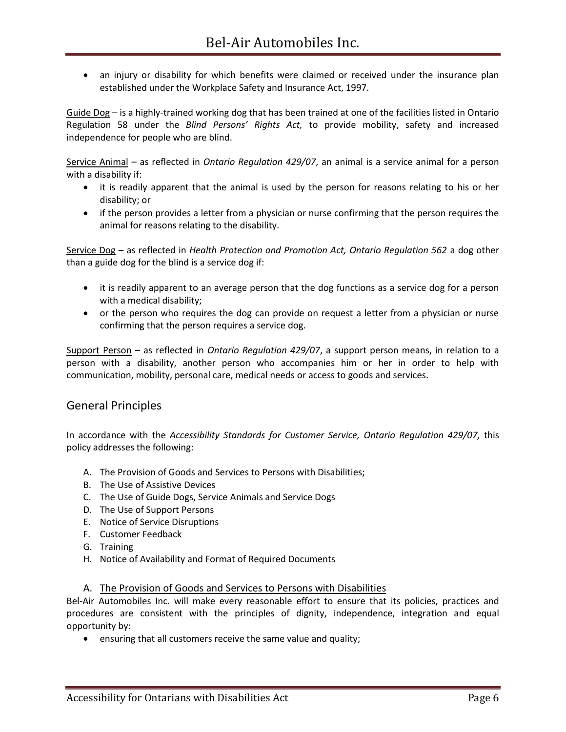- an injury or disability for which benefits were claimed or received under the insurance plan established under the Workplace Safety and Insurance Act, 1997.

Guide Dog – is a highly-trained working dog that has been trained at one of the facilities listed in Ontario Regulation 58 under the *Blind Persons' Rights Act,* to provide mobility, safety and increased independence for people who are blind.

Service Animal – as reflected in *Ontario Regulation 429/07*, an animal is a service animal for a person with a disability if:

- it is readily apparent that the animal is used by the person for reasons relating to his or her disability; or
- if the person provides a letter from a physician or nurse confirming that the person requires the animal for reasons relating to the disability.

Service Dog – as reflected in *Health Protection and Promotion Act, Ontario Regulation 562* a dog other than a guide dog for the blind is a service dog if:

- it is readily apparent to an average person that the dog functions as a service dog for a person with a medical disability;
- or the person who requires the dog can provide on request a letter from a physician or nurse confirming that the person requires a service dog.

Support Person – as reflected in *Ontario Regulation 429/07*, a support person means, in relation to a person with a disability, another person who accompanies him or her in order to help with communication, mobility, personal care, medical needs or access to goods and services.

## General Principles

In accordance with the *Accessibility Standards for Customer Service, Ontario Regulation 429/07,* this policy addresses the following:

A. The Provision of Goods and Services to Persons with Disabilities;
B. The Use of Assistive Devices
C. The Use of Guide Dogs, Service Animals and Service Dogs
D. The Use of Support Persons
E. Notice of Service Disruptions
F. Customer Feedback
G. Training
H. Notice of Availability and Format of Required Documents

### A. The Provision of Goods and Services to Persons with Disabilities

Bel-Air Automobiles Inc. will make every reasonable effort to ensure that its policies, practices and procedures are consistent with the principles of dignity, independence, integration and equal opportunity by:

- ensuring that all customers receive the same value and quality;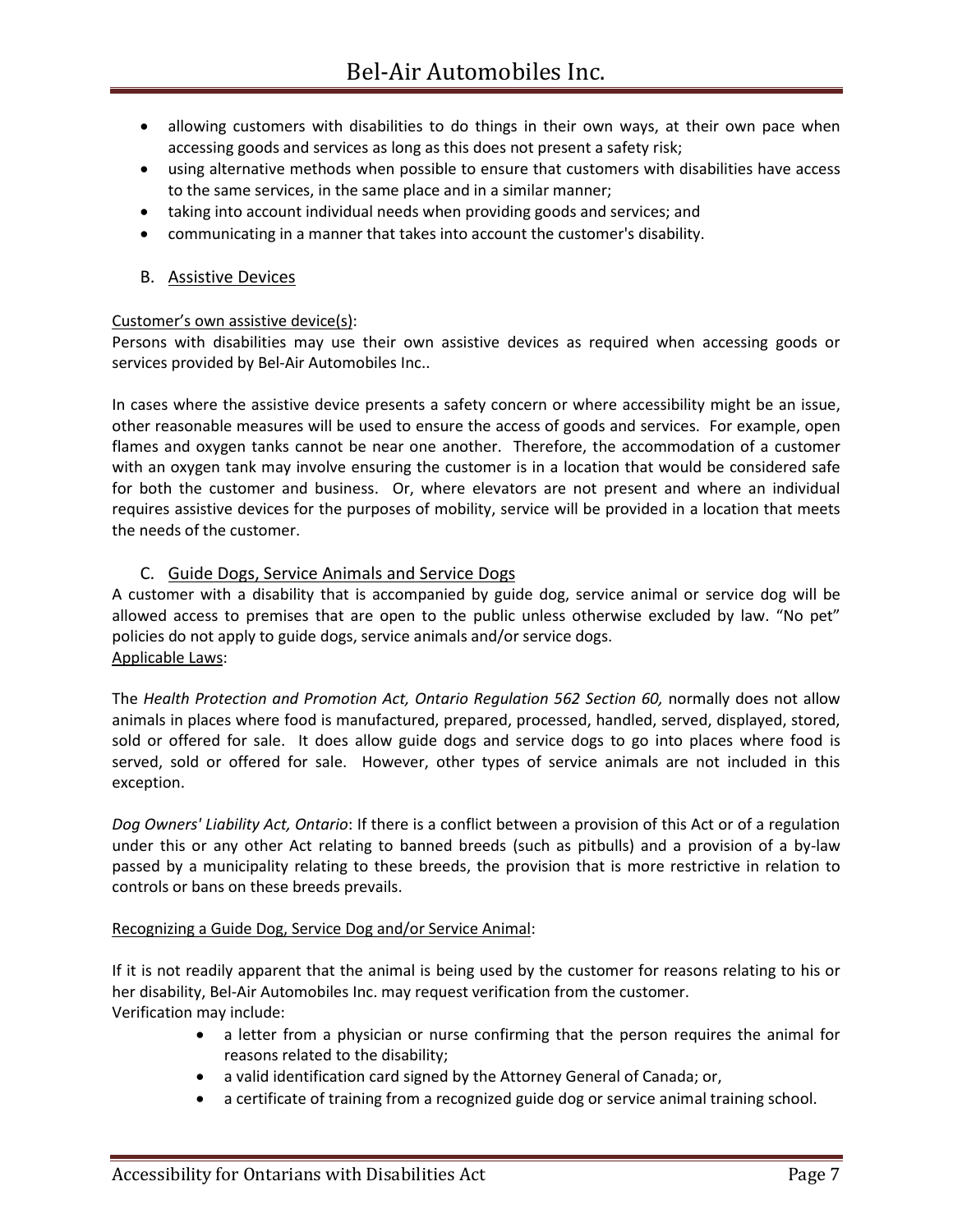- allowing customers with disabilities to do things in their own ways, at their own pace when accessing goods and services as long as this does not present a safety risk;
- using alternative methods when possible to ensure that customers with disabilities have access to the same services, in the same place and in a similar manner;
- taking into account individual needs when providing goods and services; and
- communicating in a manner that takes into account the customer's disability.

## B. Assistive Devices

Customer's own assistive device(s):

Persons with disabilities may use their own assistive devices as required when accessing goods or services provided by Bel-Air Automobiles Inc..

In cases where the assistive device presents a safety concern or where accessibility might be an issue, other reasonable measures will be used to ensure the access of goods and services. For example, open flames and oxygen tanks cannot be near one another. Therefore, the accommodation of a customer with an oxygen tank may involve ensuring the customer is in a location that would be considered safe for both the customer and business. Or, where elevators are not present and where an individual requires assistive devices for the purposes of mobility, service will be provided in a location that meets the needs of the customer.

## C. Guide Dogs, Service Animals and Service Dogs

A customer with a disability that is accompanied by guide dog, service animal or service dog will be allowed access to premises that are open to the public unless otherwise excluded by law. "No pet" policies do not apply to guide dogs, service animals and/or service dogs.

Applicable Laws:

The *Health Protection and Promotion Act, Ontario Regulation 562 Section 60,* normally does not allow animals in places where food is manufactured, prepared, processed, handled, served, displayed, stored, sold or offered for sale. It does allow guide dogs and service dogs to go into places where food is served, sold or offered for sale. However, other types of service animals are not included in this exception.

*Dog Owners' Liability Act, Ontario*: If there is a conflict between a provision of this Act or of a regulation under this or any other Act relating to banned breeds (such as pitbulls) and a provision of a by-law passed by a municipality relating to these breeds, the provision that is more restrictive in relation to controls or bans on these breeds prevails.

Recognizing a Guide Dog, Service Dog and/or Service Animal:

If it is not readily apparent that the animal is being used by the customer for reasons relating to his or her disability, Bel-Air Automobiles Inc. may request verification from the customer.

Verification may include:

- a letter from a physician or nurse confirming that the person requires the animal for reasons related to the disability;
- a valid identification card signed by the Attorney General of Canada; or,
- a certificate of training from a recognized guide dog or service animal training school.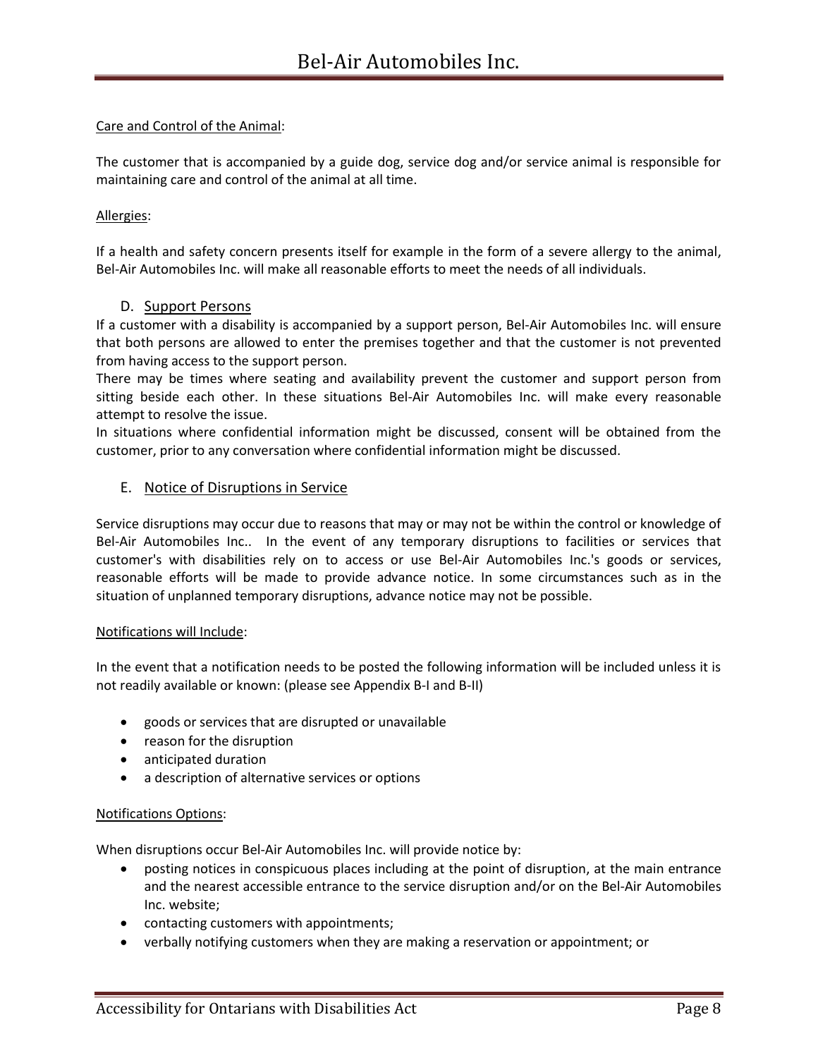Care and Control of the Animal:

The customer that is accompanied by a guide dog, service dog and/or service animal is responsible for maintaining care and control of the animal at all time.

Allergies:

If a health and safety concern presents itself for example in the form of a severe allergy to the animal, Bel-Air Automobiles Inc. will make all reasonable efforts to meet the needs of all individuals.

### D. Support Persons

If a customer with a disability is accompanied by a support person, Bel-Air Automobiles Inc. will ensure that both persons are allowed to enter the premises together and that the customer is not prevented from having access to the support person.

There may be times where seating and availability prevent the customer and support person from sitting beside each other. In these situations Bel-Air Automobiles Inc. will make every reasonable attempt to resolve the issue.

In situations where confidential information might be discussed, consent will be obtained from the customer, prior to any conversation where confidential information might be discussed.

### E. Notice of Disruptions in Service

Service disruptions may occur due to reasons that may or may not be within the control or knowledge of Bel-Air Automobiles Inc.. In the event of any temporary disruptions to facilities or services that customer's with disabilities rely on to access or use Bel-Air Automobiles Inc.'s goods or services, reasonable efforts will be made to provide advance notice. In some circumstances such as in the situation of unplanned temporary disruptions, advance notice may not be possible.

Notifications will Include:

In the event that a notification needs to be posted the following information will be included unless it is not readily available or known: (please see Appendix B-I and B-II)

- goods or services that are disrupted or unavailable
- reason for the disruption
- anticipated duration
- a description of alternative services or options

Notifications Options:

When disruptions occur Bel-Air Automobiles Inc. will provide notice by:

- posting notices in conspicuous places including at the point of disruption, at the main entrance and the nearest accessible entrance to the service disruption and/or on the Bel-Air Automobiles Inc. website;
- contacting customers with appointments;
- verbally notifying customers when they are making a reservation or appointment; or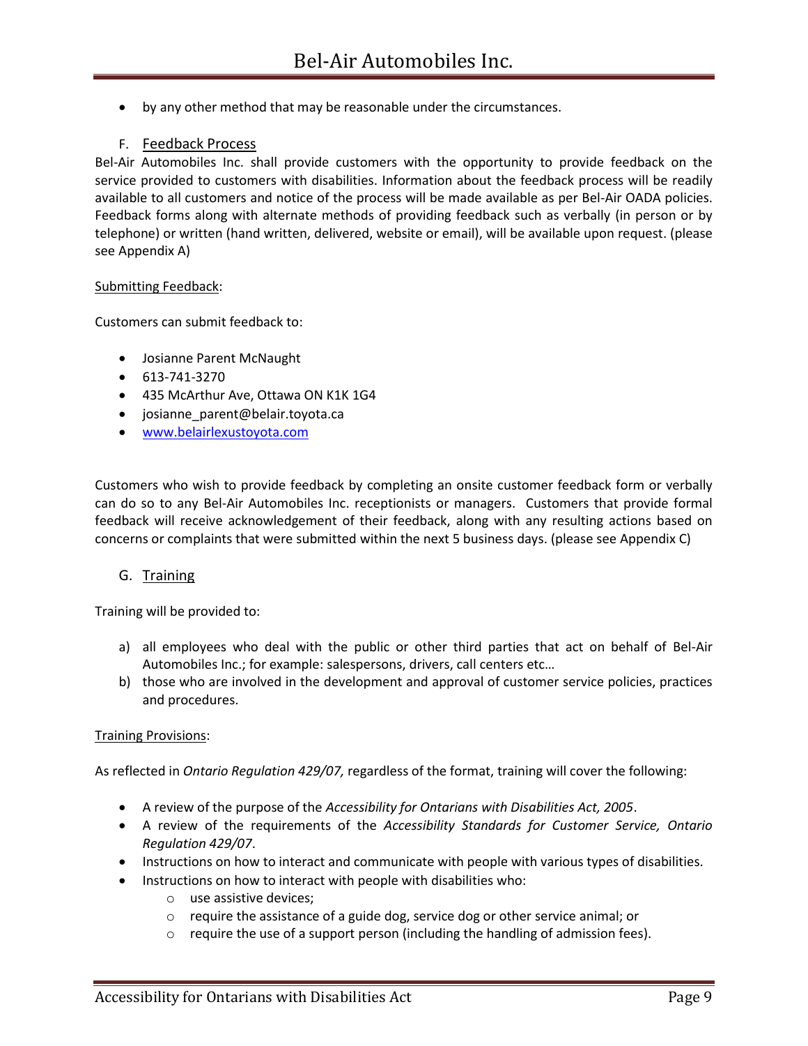- by any other method that may be reasonable under the circumstances.

### F. Feedback Process

Bel-Air Automobiles Inc. shall provide customers with the opportunity to provide feedback on the service provided to customers with disabilities. Information about the feedback process will be readily available to all customers and notice of the process will be made available as per Bel-Air OADA policies. Feedback forms along with alternate methods of providing feedback such as verbally (in person or by telephone) or written (hand written, delivered, website or email), will be available upon request. (please see Appendix A)

Submitting Feedback:

Customers can submit feedback to:

- Josianne Parent McNaught
- 613-741-3270
- 435 McArthur Ave, Ottawa ON K1K 1G4
- josianne_parent@belair.toyota.ca
- www.belairlexustoyota.com

Customers who wish to provide feedback by completing an onsite customer feedback form or verbally can do so to any Bel-Air Automobiles Inc. receptionists or managers. Customers that provide formal feedback will receive acknowledgement of their feedback, along with any resulting actions based on concerns or complaints that were submitted within the next 5 business days. (please see Appendix C)

### G. Training

Training will be provided to:

a) all employees who deal with the public or other third parties that act on behalf of Bel-Air Automobiles Inc.; for example: salespersons, drivers, call centers etc…
b) those who are involved in the development and approval of customer service policies, practices and procedures.

Training Provisions:

As reflected in *Ontario Regulation 429/07,* regardless of the format, training will cover the following:

- A review of the purpose of the *Accessibility for Ontarians with Disabilities Act, 2005*.
- A review of the requirements of the *Accessibility Standards for Customer Service, Ontario Regulation 429/07*.
- Instructions on how to interact and communicate with people with various types of disabilities.
- Instructions on how to interact with people with disabilities who:
  - use assistive devices;
  - require the assistance of a guide dog, service dog or other service animal; or
  - require the use of a support person (including the handling of admission fees).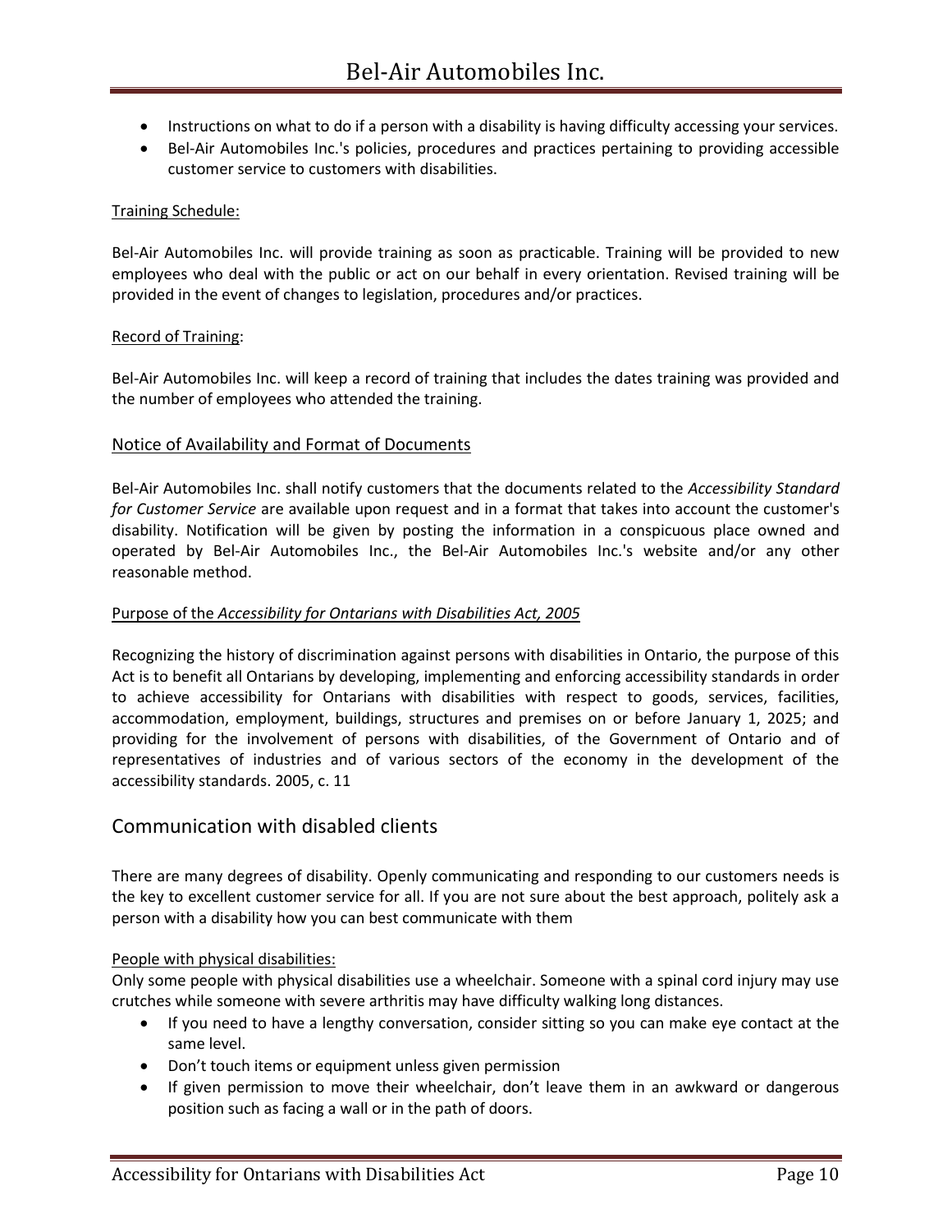- Instructions on what to do if a person with a disability is having difficulty accessing your services.
- Bel-Air Automobiles Inc.'s policies, procedures and practices pertaining to providing accessible customer service to customers with disabilities.

Training Schedule:

Bel-Air Automobiles Inc. will provide training as soon as practicable. Training will be provided to new employees who deal with the public or act on our behalf in every orientation. Revised training will be provided in the event of changes to legislation, procedures and/or practices.

Record of Training:

Bel-Air Automobiles Inc. will keep a record of training that includes the dates training was provided and the number of employees who attended the training.

### Notice of Availability and Format of Documents

Bel-Air Automobiles Inc. shall notify customers that the documents related to the *Accessibility Standard for Customer Service* are available upon request and in a format that takes into account the customer's disability. Notification will be given by posting the information in a conspicuous place owned and operated by Bel-Air Automobiles Inc., the Bel-Air Automobiles Inc.'s website and/or any other reasonable method.

Purpose of the *Accessibility for Ontarians with Disabilities Act, 2005*

Recognizing the history of discrimination against persons with disabilities in Ontario, the purpose of this Act is to benefit all Ontarians by developing, implementing and enforcing accessibility standards in order to achieve accessibility for Ontarians with disabilities with respect to goods, services, facilities, accommodation, employment, buildings, structures and premises on or before January 1, 2025; and providing for the involvement of persons with disabilities, of the Government of Ontario and of representatives of industries and of various sectors of the economy in the development of the accessibility standards. 2005, c. 11

## Communication with disabled clients

There are many degrees of disability. Openly communicating and responding to our customers needs is the key to excellent customer service for all. If you are not sure about the best approach, politely ask a person with a disability how you can best communicate with them

People with physical disabilities:

Only some people with physical disabilities use a wheelchair. Someone with a spinal cord injury may use crutches while someone with severe arthritis may have difficulty walking long distances.

- If you need to have a lengthy conversation, consider sitting so you can make eye contact at the same level.
- Don't touch items or equipment unless given permission
- If given permission to move their wheelchair, don't leave them in an awkward or dangerous position such as facing a wall or in the path of doors.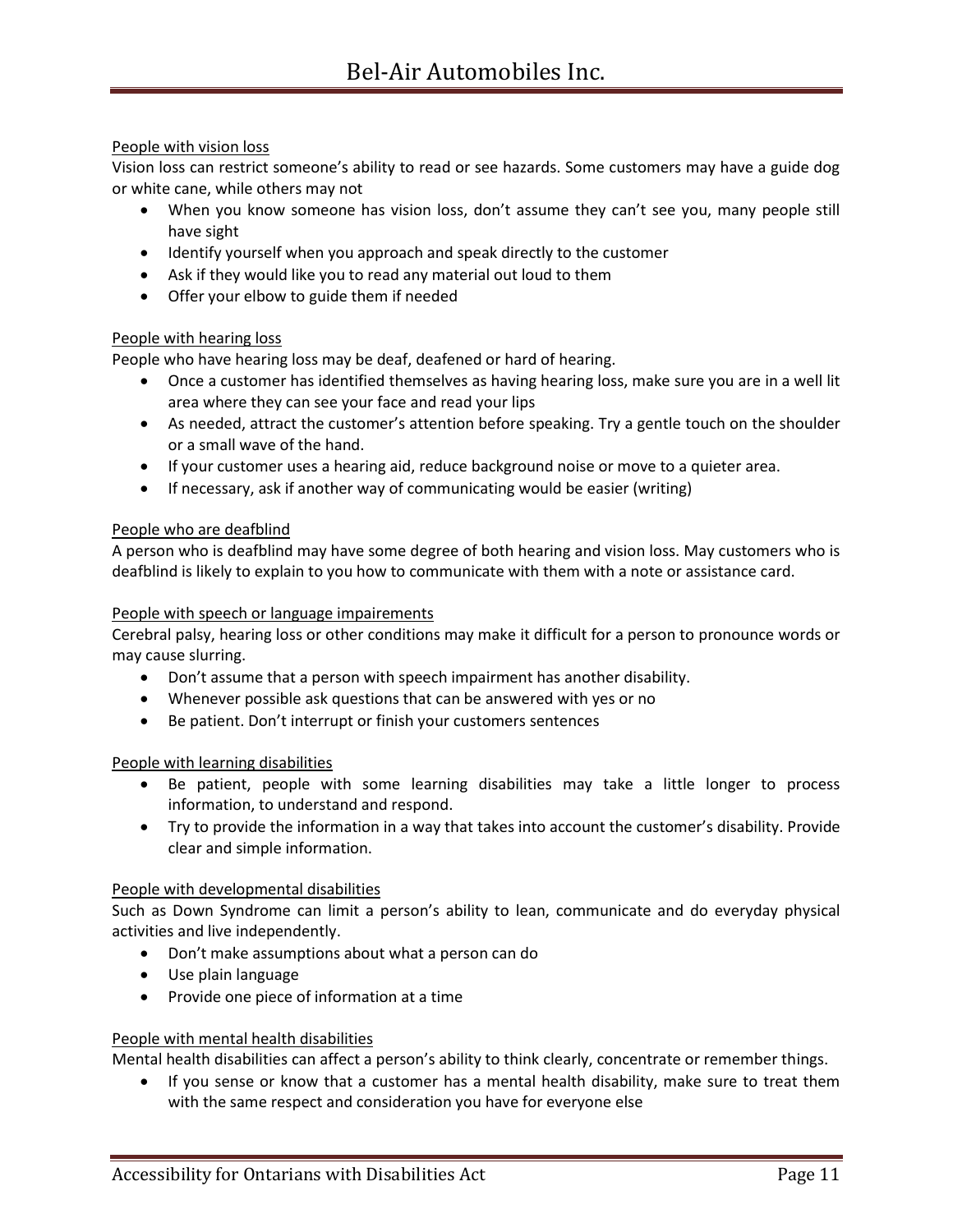People with vision loss

Vision loss can restrict someone's ability to read or see hazards. Some customers may have a guide dog or white cane, while others may not

- When you know someone has vision loss, don't assume they can't see you, many people still have sight
- Identify yourself when you approach and speak directly to the customer
- Ask if they would like you to read any material out loud to them
- Offer your elbow to guide them if needed

People with hearing loss

People who have hearing loss may be deaf, deafened or hard of hearing.

- Once a customer has identified themselves as having hearing loss, make sure you are in a well lit area where they can see your face and read your lips
- As needed, attract the customer's attention before speaking. Try a gentle touch on the shoulder or a small wave of the hand.
- If your customer uses a hearing aid, reduce background noise or move to a quieter area.
- If necessary, ask if another way of communicating would be easier (writing)

People who are deafblind

A person who is deafblind may have some degree of both hearing and vision loss. May customers who is deafblind is likely to explain to you how to communicate with them with a note or assistance card.

People with speech or language impairements

Cerebral palsy, hearing loss or other conditions may make it difficult for a person to pronounce words or may cause slurring.

- Don't assume that a person with speech impairment has another disability.
- Whenever possible ask questions that can be answered with yes or no
- Be patient. Don't interrupt or finish your customers sentences

People with learning disabilities

- Be patient, people with some learning disabilities may take a little longer to process information, to understand and respond.
- Try to provide the information in a way that takes into account the customer's disability. Provide clear and simple information.

People with developmental disabilities

Such as Down Syndrome can limit a person's ability to lean, communicate and do everyday physical activities and live independently.

- Don't make assumptions about what a person can do
- Use plain language
- Provide one piece of information at a time

People with mental health disabilities

Mental health disabilities can affect a person's ability to think clearly, concentrate or remember things.

- If you sense or know that a customer has a mental health disability, make sure to treat them with the same respect and consideration you have for everyone else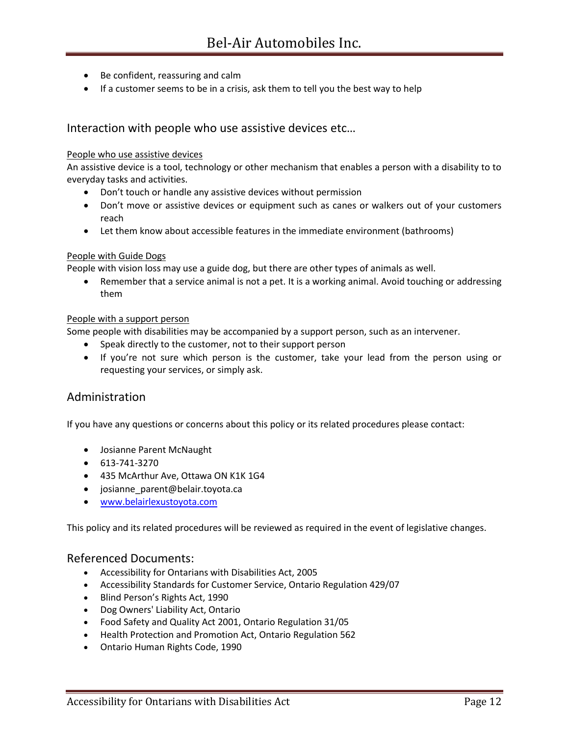- Be confident, reassuring and calm
- If a customer seems to be in a crisis, ask them to tell you the best way to help

## Interaction with people who use assistive devices etc…

<u>People who use assistive devices</u>

An assistive device is a tool, technology or other mechanism that enables a person with a disability to to everyday tasks and activities.

- Don't touch or handle any assistive devices without permission
- Don't move or assistive devices or equipment such as canes or walkers out of your customers reach
- Let them know about accessible features in the immediate environment (bathrooms)

<u>People with Guide Dogs</u>

People with vision loss may use a guide dog, but there are other types of animals as well.

- Remember that a service animal is not a pet. It is a working animal. Avoid touching or addressing them

<u>People with a support person</u>

Some people with disabilities may be accompanied by a support person, such as an intervener.

- Speak directly to the customer, not to their support person
- If you're not sure which person is the customer, take your lead from the person using or requesting your services, or simply ask.

## Administration

If you have any questions or concerns about this policy or its related procedures please contact:

- Josianne Parent McNaught
- 613-741-3270
- 435 McArthur Ave, Ottawa ON K1K 1G4
- josianne_parent@belair.toyota.ca
- [www.belairlexustoyota.com](http://www.belairlexustoyota.com)

This policy and its related procedures will be reviewed as required in the event of legislative changes.

## Referenced Documents:

- Accessibility for Ontarians with Disabilities Act, 2005
- Accessibility Standards for Customer Service, Ontario Regulation 429/07
- Blind Person's Rights Act, 1990
- Dog Owners' Liability Act, Ontario
- Food Safety and Quality Act 2001, Ontario Regulation 31/05
- Health Protection and Promotion Act, Ontario Regulation 562
- Ontario Human Rights Code, 1990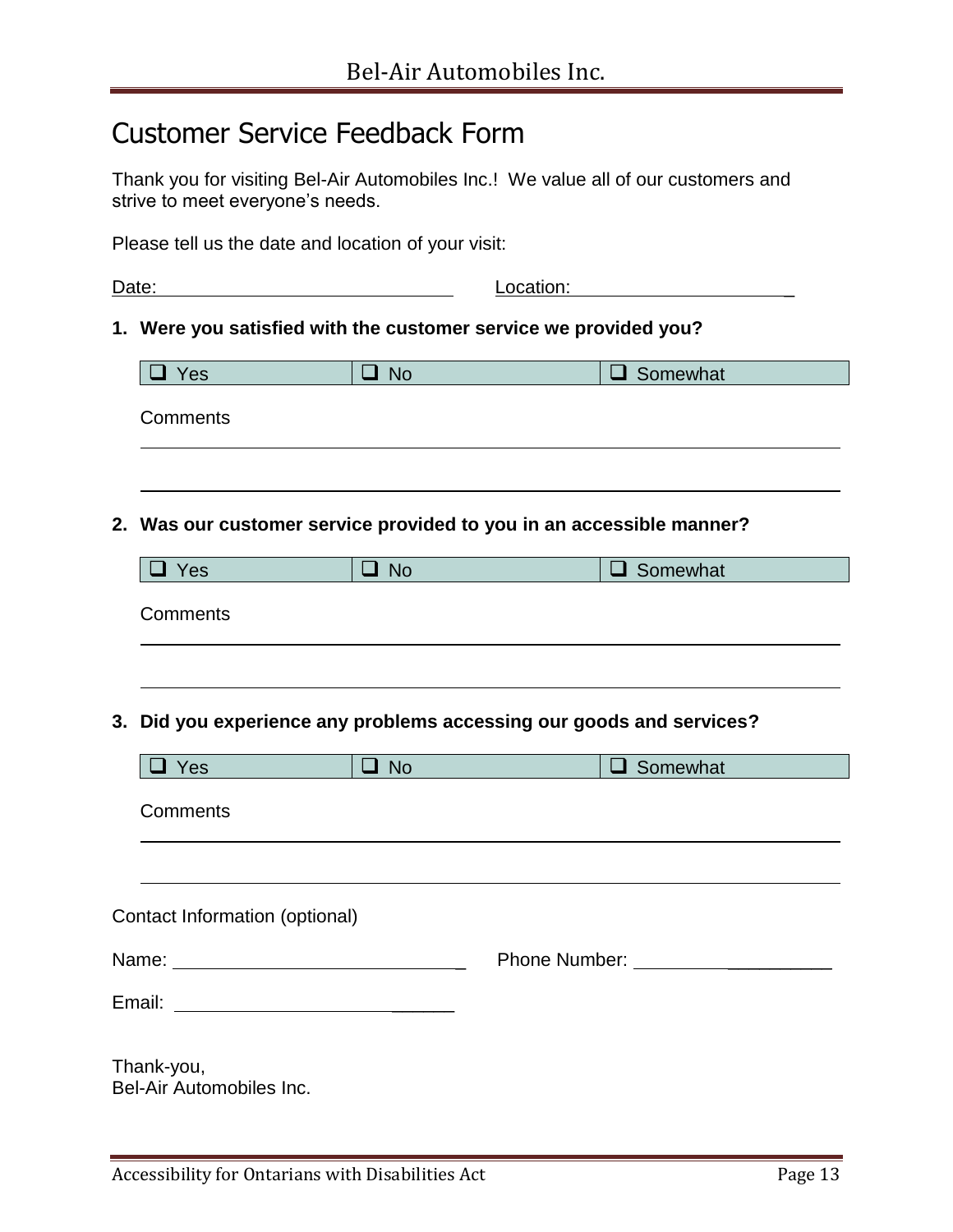# Customer Service Feedback Form

Thank you for visiting Bel-Air Automobiles Inc.! We value all of our customers and strive to meet everyone's needs.

Please tell us the date and location of your visit:

Date: ______________________________ Location: ______________________

**1. Were you satisfied with the customer service we provided you?**

| ❑ Yes | ❑ No | ❑ Somewhat |
|---|---|---|

Comments

_____________________________________________________________________

_____________________________________________________________________

**2. Was our customer service provided to you in an accessible manner?**

| ❑ Yes | ❑ No | ❑ Somewhat |
|---|---|---|

Comments

_____________________________________________________________________

_____________________________________________________________________

**3. Did you experience any problems accessing our goods and services?**

| ❑ Yes | ❑ No | ❑ Somewhat |
|---|---|---|

Comments

_____________________________________________________________________

_____________________________________________________________________

Contact Information (optional)

Name: ______________________________ Phone Number: ____________________

Email: ____________________________

Thank-you,
Bel-Air Automobiles Inc.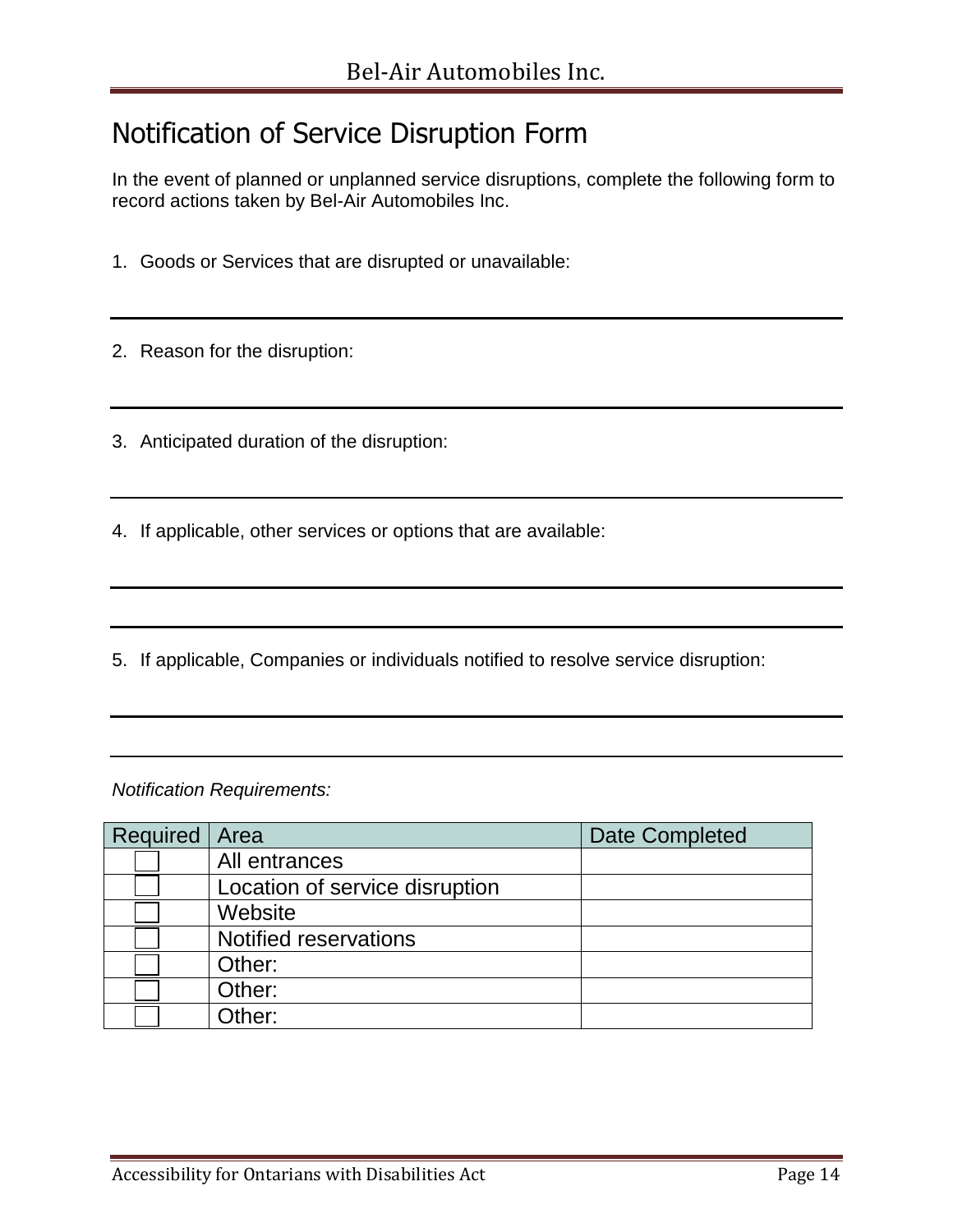# Notification of Service Disruption Form

In the event of planned or unplanned service disruptions, complete the following form to record actions taken by Bel-Air Automobiles Inc.

1. Goods or Services that are disrupted or unavailable:

_______________________________________________

2. Reason for the disruption:

_______________________________________________

3. Anticipated duration of the disruption:

_______________________________________________

4. If applicable, other services or options that are available:

_______________________________________________

_______________________________________________

5. If applicable, Companies or individuals notified to resolve service disruption:

_______________________________________________

_______________________________________________

*Notification Requirements:*

| Required | Area | Date Completed |
|---|---|---|
| ☐ | All entrances | |
| ☐ | Location of service disruption | |
| ☐ | Website | |
| ☐ | Notified reservations | |
| ☐ | Other: | |
| ☐ | Other: | |
| ☐ | Other: | |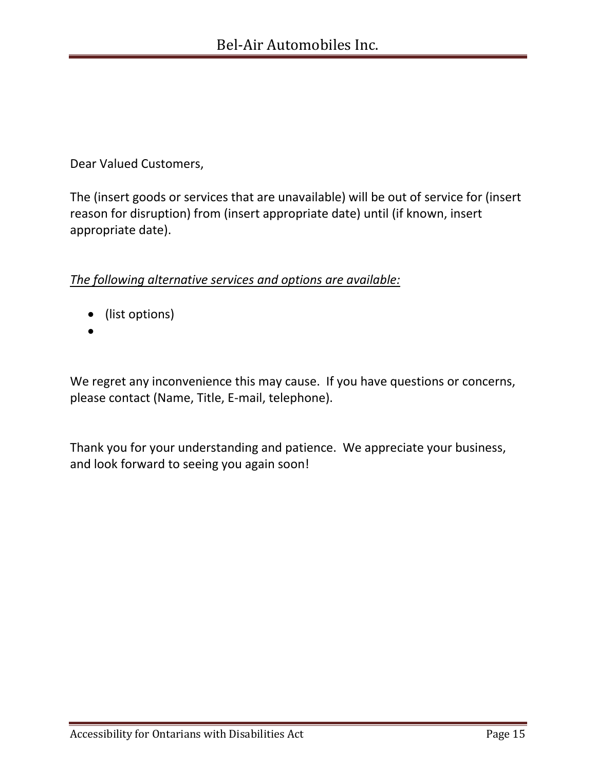Dear Valued Customers,

The (insert goods or services that are unavailable) will be out of service for (insert reason for disruption) from (insert appropriate date) until (if known, insert appropriate date).

*The following alternative services and options are available:*

- (list options)
-

We regret any inconvenience this may cause. If you have questions or concerns, please contact (Name, Title, E-mail, telephone).

Thank you for your understanding and patience. We appreciate your business, and look forward to seeing you again soon!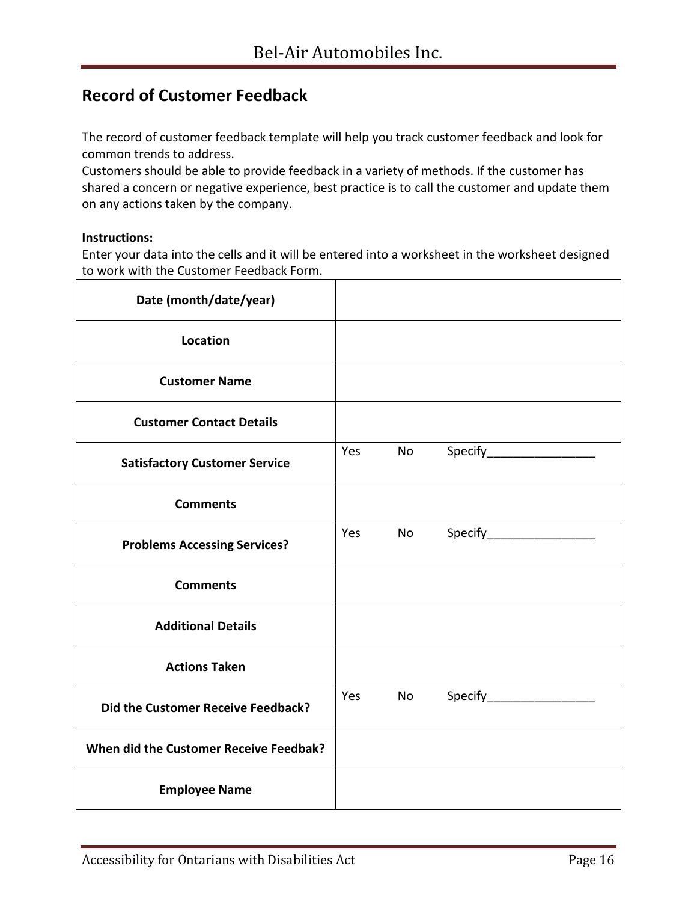## Record of Customer Feedback

The record of customer feedback template will help you track customer feedback and look for common trends to address.
Customers should be able to provide feedback in a variety of methods. If the customer has shared a concern or negative experience, best practice is to call the customer and update them on any actions taken by the company.

**Instructions:**
Enter your data into the cells and it will be entered into a worksheet in the worksheet designed to work with the Customer Feedback Form.

| | |
|---|---|
| **Date (month/date/year)** | |
| **Location** | |
| **Customer Name** | |
| **Customer Contact Details** | |
| **Satisfactory Customer Service** | Yes No Specify________________ |
| **Comments** | |
| **Problems Accessing Services?** | Yes No Specify________________ |
| **Comments** | |
| **Additional Details** | |
| **Actions Taken** | |
| **Did the Customer Receive Feedback?** | Yes No Specify________________ |
| **When did the Customer Receive Feedbak?** | |
| **Employee Name** | |